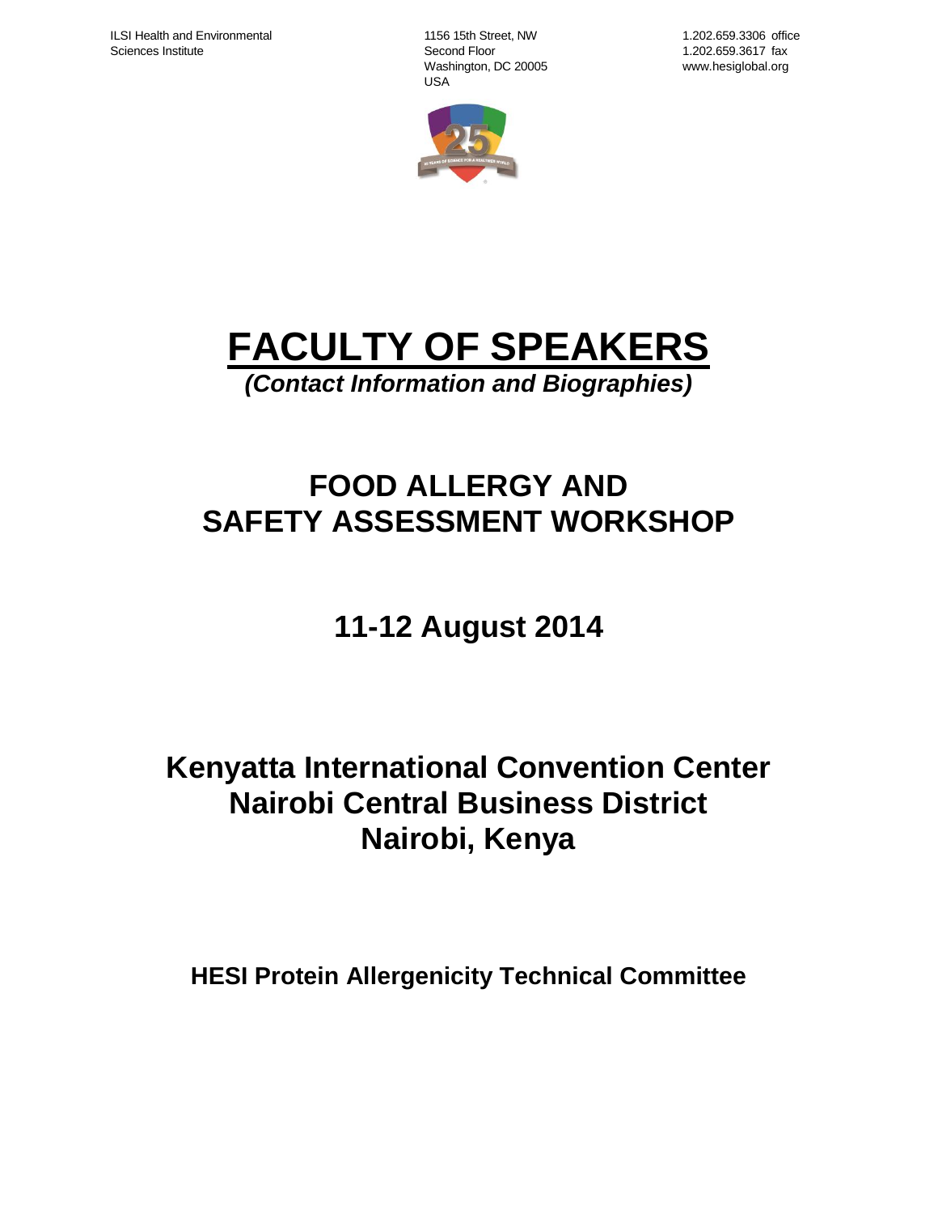ILSI Health and Environmental Sciences Institute

1156 15th Street, NW
Second Floor
Washington, DC 20005
USA

1.202.659.3306 office
1.202.659.3617 fax
www.hesiglobal.org

# FACULTY OF SPEAKERS

***(Contact Information and Biographies)***

# FOOD ALLERGY AND SAFETY ASSESSMENT WORKSHOP

## 11-12 August 2014

## Kenyatta International Convention Center
## Nairobi Central Business District
## Nairobi, Kenya

**HESI Protein Allergenicity Technical Committee**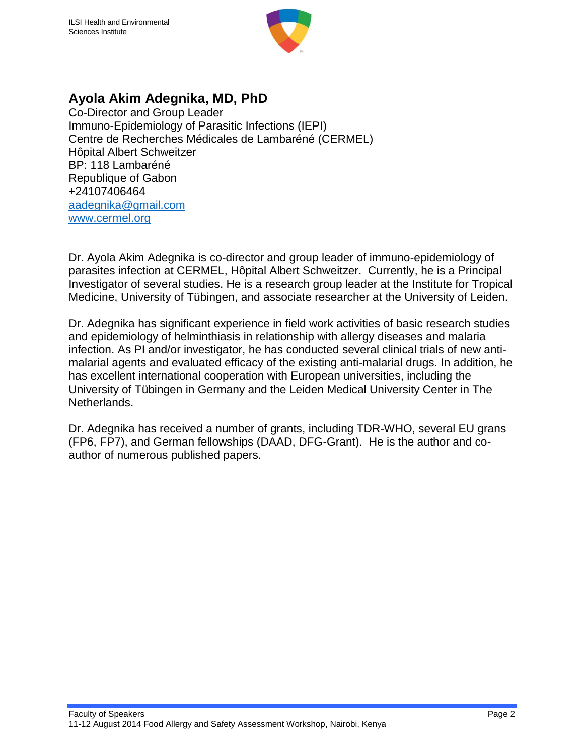## Ayola Akim Adegnika, MD, PhD

Co-Director and Group Leader
Immuno-Epidemiology of Parasitic Infections (IEPI)
Centre de Recherches Médicales de Lambaréné (CERMEL)
Hôpital Albert Schweitzer
BP: 118 Lambaréné
Republique of Gabon
+24107406464
aadegnika@gmail.com
www.cermel.org

Dr. Ayola Akim Adegnika is co-director and group leader of immuno-epidemiology of parasites infection at CERMEL, Hôpital Albert Schweitzer. Currently, he is a Principal Investigator of several studies. He is a research group leader at the Institute for Tropical Medicine, University of Tübingen, and associate researcher at the University of Leiden.

Dr. Adegnika has significant experience in field work activities of basic research studies and epidemiology of helminthiasis in relationship with allergy diseases and malaria infection. As PI and/or investigator, he has conducted several clinical trials of new anti-malarial agents and evaluated efficacy of the existing anti-malarial drugs. In addition, he has excellent international cooperation with European universities, including the University of Tübingen in Germany and the Leiden Medical University Center in The Netherlands.

Dr. Adegnika has received a number of grants, including TDR-WHO, several EU grans (FP6, FP7), and German fellowships (DAAD, DFG-Grant). He is the author and co-author of numerous published papers.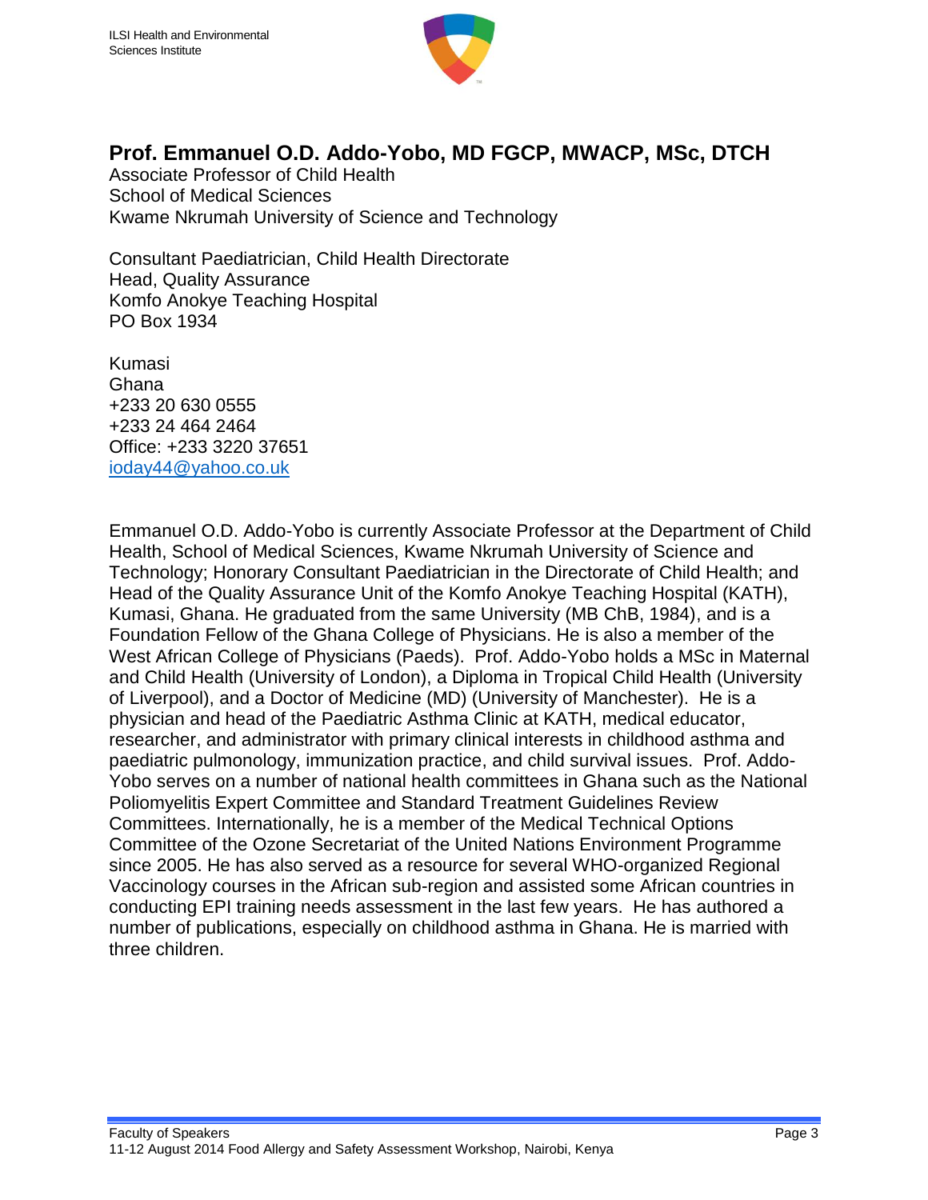## Prof. Emmanuel O.D. Addo-Yobo, MD FGCP, MWACP, MSc, DTCH

Associate Professor of Child Health
School of Medical Sciences
Kwame Nkrumah University of Science and Technology

Consultant Paediatrician, Child Health Directorate
Head, Quality Assurance
Komfo Anokye Teaching Hospital
PO Box 1934

Kumasi
Ghana
+233 20 630 0555
+233 24 464 2464
Office: +233 3220 37651
ioday44@yahoo.co.uk

Emmanuel O.D. Addo-Yobo is currently Associate Professor at the Department of Child Health, School of Medical Sciences, Kwame Nkrumah University of Science and Technology; Honorary Consultant Paediatrician in the Directorate of Child Health; and Head of the Quality Assurance Unit of the Komfo Anokye Teaching Hospital (KATH), Kumasi, Ghana. He graduated from the same University (MB ChB, 1984), and is a Foundation Fellow of the Ghana College of Physicians. He is also a member of the West African College of Physicians (Paeds). Prof. Addo-Yobo holds a MSc in Maternal and Child Health (University of London), a Diploma in Tropical Child Health (University of Liverpool), and a Doctor of Medicine (MD) (University of Manchester). He is a physician and head of the Paediatric Asthma Clinic at KATH, medical educator, researcher, and administrator with primary clinical interests in childhood asthma and paediatric pulmonology, immunization practice, and child survival issues. Prof. Addo-Yobo serves on a number of national health committees in Ghana such as the National Poliomyelitis Expert Committee and Standard Treatment Guidelines Review Committees. Internationally, he is a member of the Medical Technical Options Committee of the Ozone Secretariat of the United Nations Environment Programme since 2005. He has also served as a resource for several WHO-organized Regional Vaccinology courses in the African sub-region and assisted some African countries in conducting EPI training needs assessment in the last few years. He has authored a number of publications, especially on childhood asthma in Ghana. He is married with three children.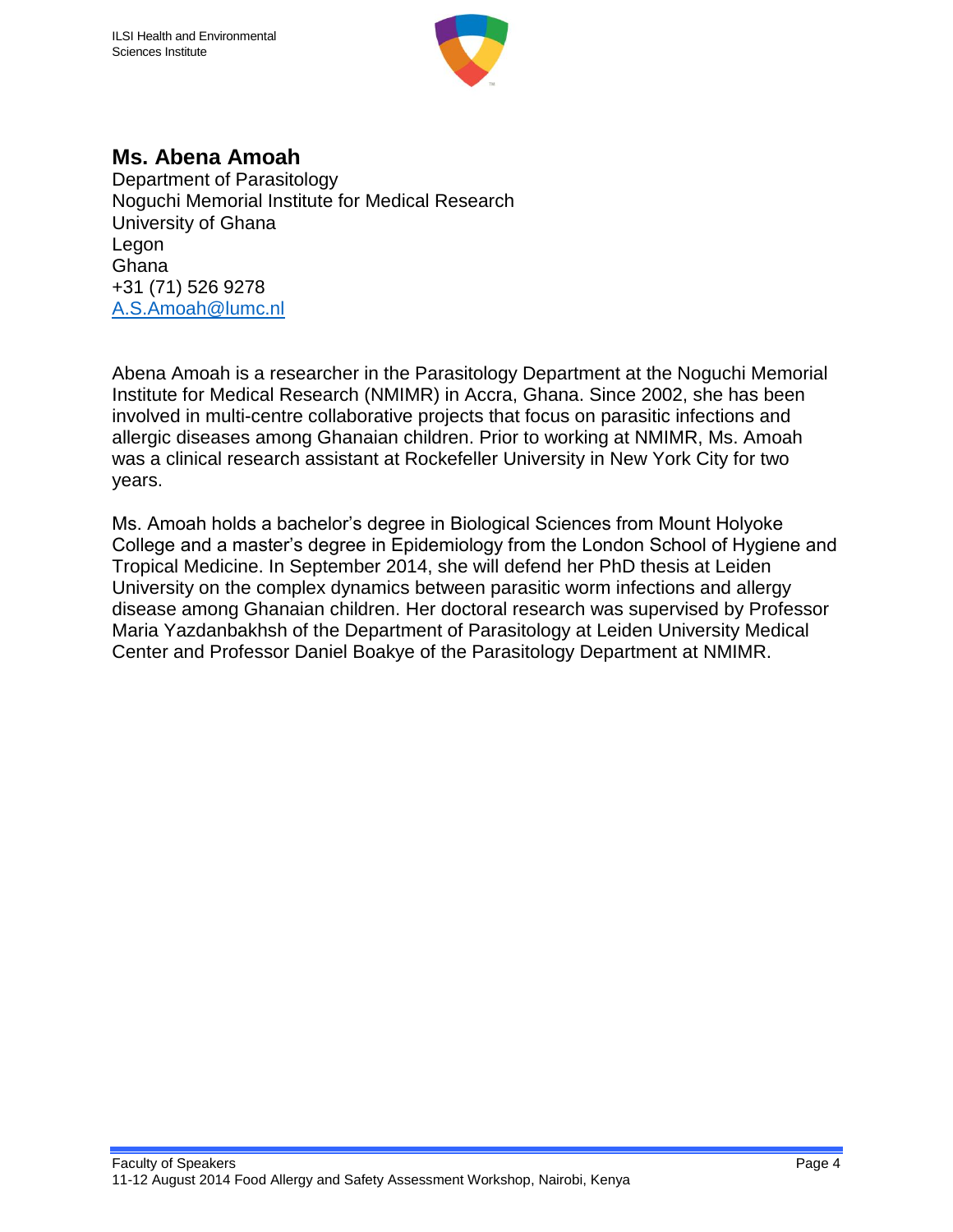## Ms. Abena Amoah

Department of Parasitology
Noguchi Memorial Institute for Medical Research
University of Ghana
Legon
Ghana
+31 (71) 526 9278
A.S.Amoah@lumc.nl

Abena Amoah is a researcher in the Parasitology Department at the Noguchi Memorial Institute for Medical Research (NMIMR) in Accra, Ghana. Since 2002, she has been involved in multi-centre collaborative projects that focus on parasitic infections and allergic diseases among Ghanaian children. Prior to working at NMIMR, Ms. Amoah was a clinical research assistant at Rockefeller University in New York City for two years.

Ms. Amoah holds a bachelor's degree in Biological Sciences from Mount Holyoke College and a master's degree in Epidemiology from the London School of Hygiene and Tropical Medicine. In September 2014, she will defend her PhD thesis at Leiden University on the complex dynamics between parasitic worm infections and allergy disease among Ghanaian children. Her doctoral research was supervised by Professor Maria Yazdanbakhsh of the Department of Parasitology at Leiden University Medical Center and Professor Daniel Boakye of the Parasitology Department at NMIMR.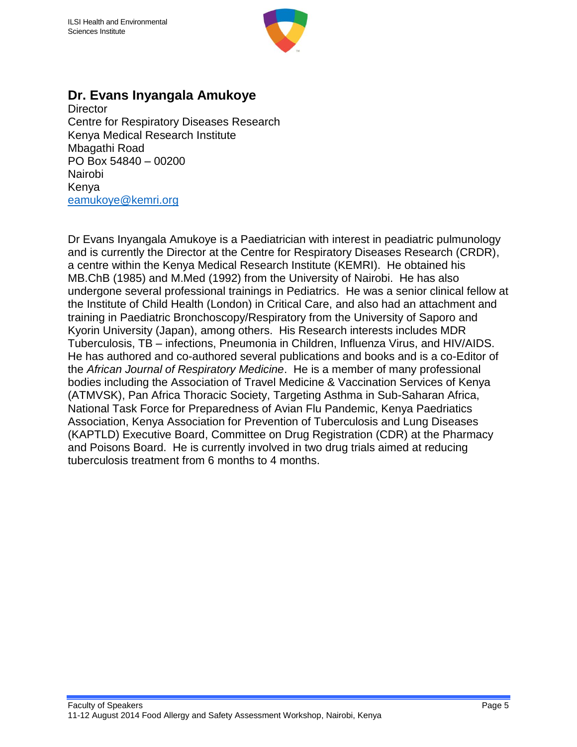## Dr. Evans Inyangala Amukoye

Director
Centre for Respiratory Diseases Research
Kenya Medical Research Institute
Mbagathi Road
PO Box 54840 – 00200
Nairobi
Kenya
eamukoye@kemri.org

Dr Evans Inyangala Amukoye is a Paediatrician with interest in peadiatric pulmunology and is currently the Director at the Centre for Respiratory Diseases Research (CRDR), a centre within the Kenya Medical Research Institute (KEMRI). He obtained his MB.ChB (1985) and M.Med (1992) from the University of Nairobi. He has also undergone several professional trainings in Pediatrics. He was a senior clinical fellow at the Institute of Child Health (London) in Critical Care, and also had an attachment and training in Paediatric Bronchoscopy/Respiratory from the University of Saporo and Kyorin University (Japan), among others. His Research interests includes MDR Tuberculosis, TB – infections, Pneumonia in Children, Influenza Virus, and HIV/AIDS. He has authored and co-authored several publications and books and is a co-Editor of the *African Journal of Respiratory Medicine*. He is a member of many professional bodies including the Association of Travel Medicine & Vaccination Services of Kenya (ATMVSK), Pan Africa Thoracic Society, Targeting Asthma in Sub-Saharan Africa, National Task Force for Preparedness of Avian Flu Pandemic, Kenya Paedriatics Association, Kenya Association for Prevention of Tuberculosis and Lung Diseases (KAPTLD) Executive Board, Committee on Drug Registration (CDR) at the Pharmacy and Poisons Board. He is currently involved in two drug trials aimed at reducing tuberculosis treatment from 6 months to 4 months.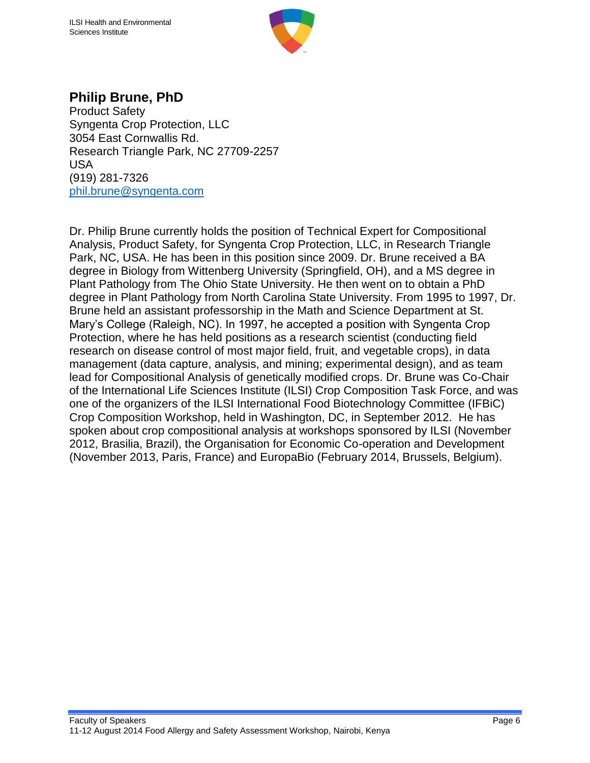## Philip Brune, PhD

Product Safety
Syngenta Crop Protection, LLC
3054 East Cornwallis Rd.
Research Triangle Park, NC 27709-2257
USA
(919) 281-7326
phil.brune@syngenta.com

Dr. Philip Brune currently holds the position of Technical Expert for Compositional Analysis, Product Safety, for Syngenta Crop Protection, LLC, in Research Triangle Park, NC, USA. He has been in this position since 2009. Dr. Brune received a BA degree in Biology from Wittenberg University (Springfield, OH), and a MS degree in Plant Pathology from The Ohio State University. He then went on to obtain a PhD degree in Plant Pathology from North Carolina State University. From 1995 to 1997, Dr. Brune held an assistant professorship in the Math and Science Department at St. Mary's College (Raleigh, NC). In 1997, he accepted a position with Syngenta Crop Protection, where he has held positions as a research scientist (conducting field research on disease control of most major field, fruit, and vegetable crops), in data management (data capture, analysis, and mining; experimental design), and as team lead for Compositional Analysis of genetically modified crops. Dr. Brune was Co-Chair of the International Life Sciences Institute (ILSI) Crop Composition Task Force, and was one of the organizers of the ILSI International Food Biotechnology Committee (IFBiC) Crop Composition Workshop, held in Washington, DC, in September 2012. He has spoken about crop compositional analysis at workshops sponsored by ILSI (November 2012, Brasilia, Brazil), the Organisation for Economic Co-operation and Development (November 2013, Paris, France) and EuropaBio (February 2014, Brussels, Belgium).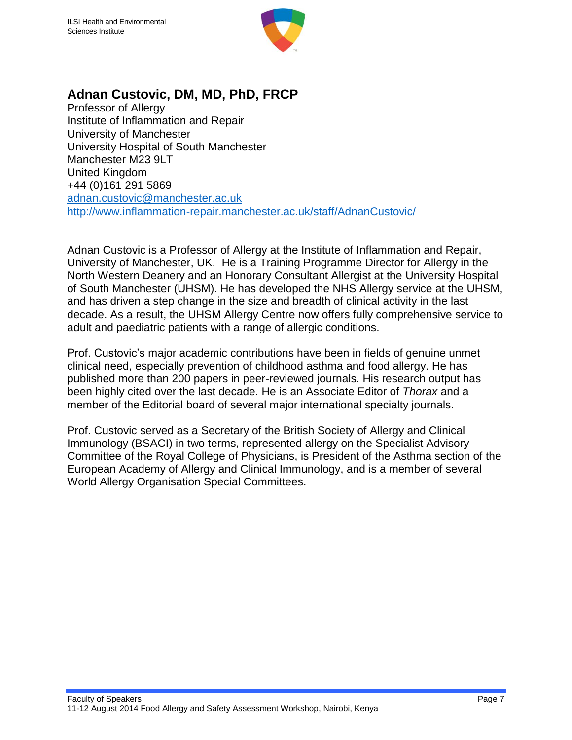## Adnan Custovic, DM, MD, PhD, FRCP

Professor of Allergy
Institute of Inflammation and Repair
University of Manchester
University Hospital of South Manchester
Manchester M23 9LT
United Kingdom
+44 (0)161 291 5869
adnan.custovic@manchester.ac.uk
http://www.inflammation-repair.manchester.ac.uk/staff/AdnanCustovic/

Adnan Custovic is a Professor of Allergy at the Institute of Inflammation and Repair, University of Manchester, UK. He is a Training Programme Director for Allergy in the North Western Deanery and an Honorary Consultant Allergist at the University Hospital of South Manchester (UHSM). He has developed the NHS Allergy service at the UHSM, and has driven a step change in the size and breadth of clinical activity in the last decade. As a result, the UHSM Allergy Centre now offers fully comprehensive service to adult and paediatric patients with a range of allergic conditions.

Prof. Custovic's major academic contributions have been in fields of genuine unmet clinical need, especially prevention of childhood asthma and food allergy. He has published more than 200 papers in peer-reviewed journals. His research output has been highly cited over the last decade. He is an Associate Editor of *Thorax* and a member of the Editorial board of several major international specialty journals.

Prof. Custovic served as a Secretary of the British Society of Allergy and Clinical Immunology (BSACI) in two terms, represented allergy on the Specialist Advisory Committee of the Royal College of Physicians, is President of the Asthma section of the European Academy of Allergy and Clinical Immunology, and is a member of several World Allergy Organisation Special Committees.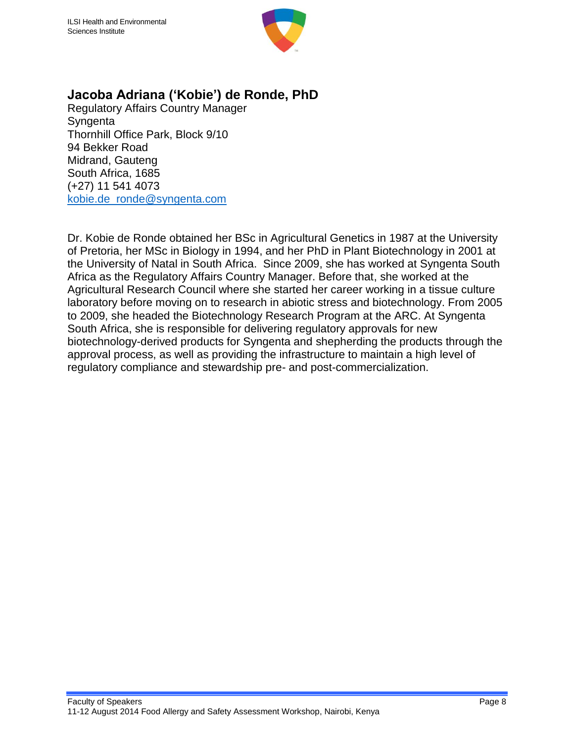## Jacoba Adriana ('Kobie') de Ronde, PhD

Regulatory Affairs Country Manager
Syngenta
Thornhill Office Park, Block 9/10
94 Bekker Road
Midrand, Gauteng
South Africa, 1685
(+27) 11 541 4073
kobie.de_ronde@syngenta.com

Dr. Kobie de Ronde obtained her BSc in Agricultural Genetics in 1987 at the University of Pretoria, her MSc in Biology in 1994, and her PhD in Plant Biotechnology in 2001 at the University of Natal in South Africa. Since 2009, she has worked at Syngenta South Africa as the Regulatory Affairs Country Manager. Before that, she worked at the Agricultural Research Council where she started her career working in a tissue culture laboratory before moving on to research in abiotic stress and biotechnology. From 2005 to 2009, she headed the Biotechnology Research Program at the ARC. At Syngenta South Africa, she is responsible for delivering regulatory approvals for new biotechnology-derived products for Syngenta and shepherding the products through the approval process, as well as providing the infrastructure to maintain a high level of regulatory compliance and stewardship pre- and post-commercialization.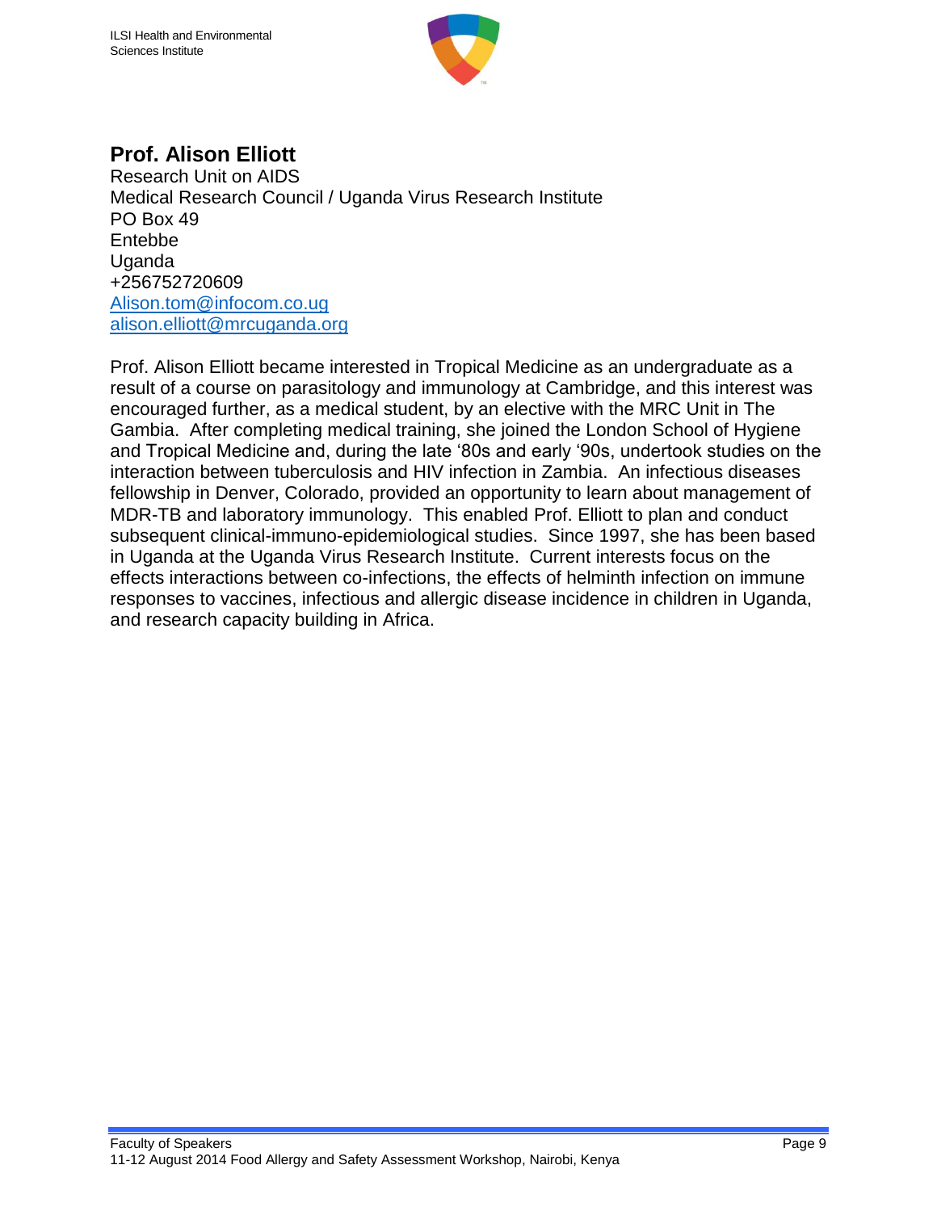## Prof. Alison Elliott

Research Unit on AIDS
Medical Research Council / Uganda Virus Research Institute
PO Box 49
Entebbe
Uganda
+256752720609
Alison.tom@infocom.co.ug
alison.elliott@mrcuganda.org

Prof. Alison Elliott became interested in Tropical Medicine as an undergraduate as a result of a course on parasitology and immunology at Cambridge, and this interest was encouraged further, as a medical student, by an elective with the MRC Unit in The Gambia. After completing medical training, she joined the London School of Hygiene and Tropical Medicine and, during the late '80s and early '90s, undertook studies on the interaction between tuberculosis and HIV infection in Zambia. An infectious diseases fellowship in Denver, Colorado, provided an opportunity to learn about management of MDR-TB and laboratory immunology. This enabled Prof. Elliott to plan and conduct subsequent clinical-immuno-epidemiological studies. Since 1997, she has been based in Uganda at the Uganda Virus Research Institute. Current interests focus on the effects interactions between co-infections, the effects of helminth infection on immune responses to vaccines, infectious and allergic disease incidence in children in Uganda, and research capacity building in Africa.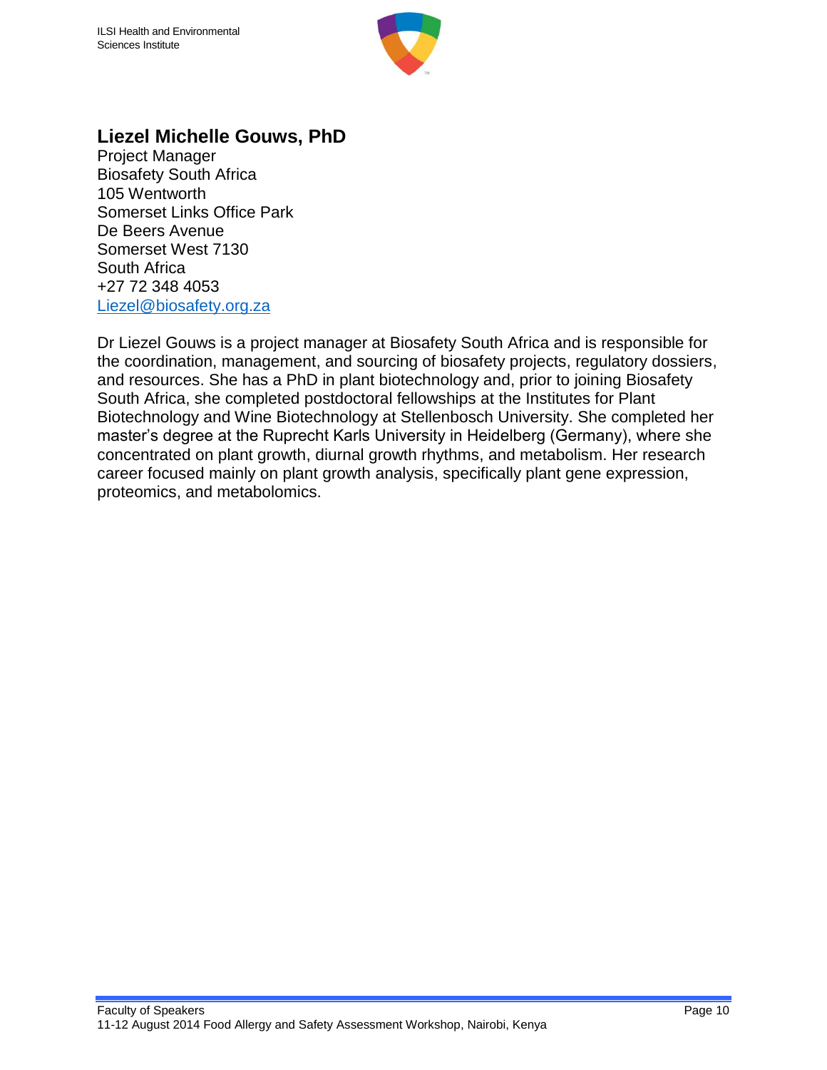## Liezel Michelle Gouws, PhD

Project Manager
Biosafety South Africa
105 Wentworth
Somerset Links Office Park
De Beers Avenue
Somerset West 7130
South Africa
+27 72 348 4053
Liezel@biosafety.org.za

Dr Liezel Gouws is a project manager at Biosafety South Africa and is responsible for the coordination, management, and sourcing of biosafety projects, regulatory dossiers, and resources. She has a PhD in plant biotechnology and, prior to joining Biosafety South Africa, she completed postdoctoral fellowships at the Institutes for Plant Biotechnology and Wine Biotechnology at Stellenbosch University. She completed her master's degree at the Ruprecht Karls University in Heidelberg (Germany), where she concentrated on plant growth, diurnal growth rhythms, and metabolism. Her research career focused mainly on plant growth analysis, specifically plant gene expression, proteomics, and metabolomics.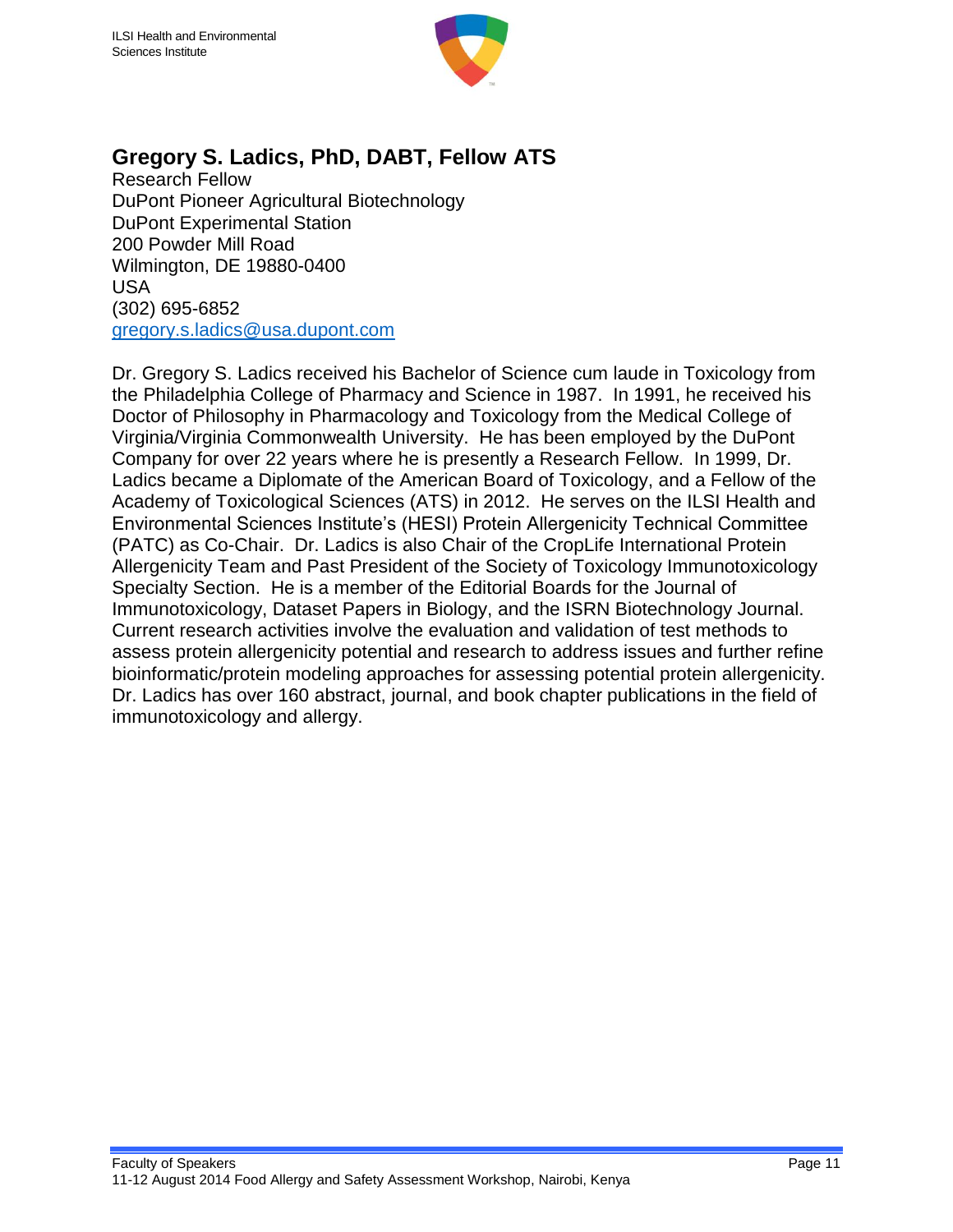## Gregory S. Ladics, PhD, DABT, Fellow ATS

Research Fellow
DuPont Pioneer Agricultural Biotechnology
DuPont Experimental Station
200 Powder Mill Road
Wilmington, DE 19880-0400
USA
(302) 695-6852
gregory.s.ladics@usa.dupont.com

Dr. Gregory S. Ladics received his Bachelor of Science cum laude in Toxicology from the Philadelphia College of Pharmacy and Science in 1987. In 1991, he received his Doctor of Philosophy in Pharmacology and Toxicology from the Medical College of Virginia/Virginia Commonwealth University. He has been employed by the DuPont Company for over 22 years where he is presently a Research Fellow. In 1999, Dr. Ladics became a Diplomate of the American Board of Toxicology, and a Fellow of the Academy of Toxicological Sciences (ATS) in 2012. He serves on the ILSI Health and Environmental Sciences Institute's (HESI) Protein Allergenicity Technical Committee (PATC) as Co-Chair. Dr. Ladics is also Chair of the CropLife International Protein Allergenicity Team and Past President of the Society of Toxicology Immunotoxicology Specialty Section. He is a member of the Editorial Boards for the Journal of Immunotoxicology, Dataset Papers in Biology, and the ISRN Biotechnology Journal. Current research activities involve the evaluation and validation of test methods to assess protein allergenicity potential and research to address issues and further refine bioinformatic/protein modeling approaches for assessing potential protein allergenicity. Dr. Ladics has over 160 abstract, journal, and book chapter publications in the field of immunotoxicology and allergy.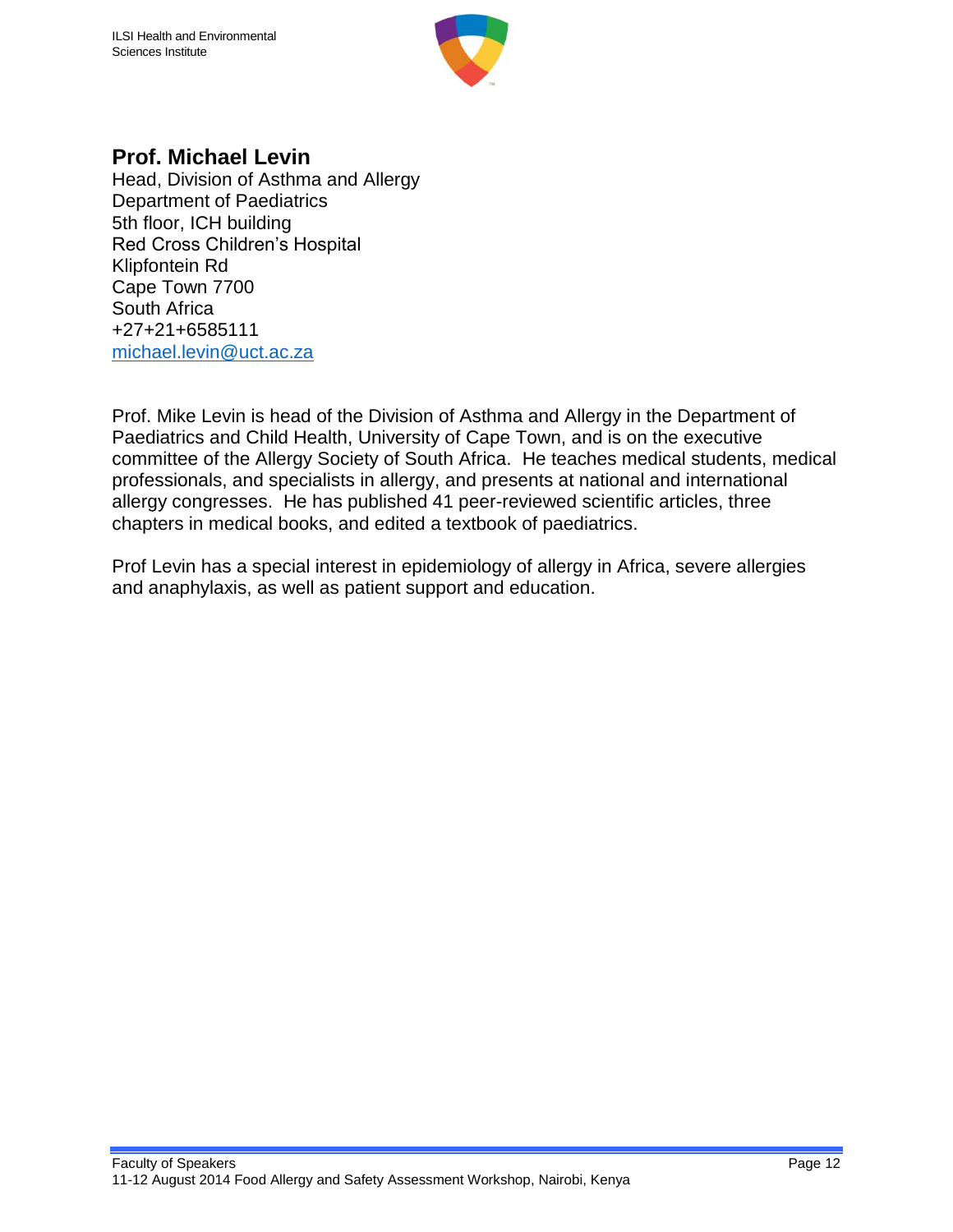## Prof. Michael Levin

Head, Division of Asthma and Allergy
Department of Paediatrics
5th floor, ICH building
Red Cross Children's Hospital
Klipfontein Rd
Cape Town 7700
South Africa
+27+21+6585111
michael.levin@uct.ac.za

Prof. Mike Levin is head of the Division of Asthma and Allergy in the Department of Paediatrics and Child Health, University of Cape Town, and is on the executive committee of the Allergy Society of South Africa. He teaches medical students, medical professionals, and specialists in allergy, and presents at national and international allergy congresses. He has published 41 peer-reviewed scientific articles, three chapters in medical books, and edited a textbook of paediatrics.

Prof Levin has a special interest in epidemiology of allergy in Africa, severe allergies and anaphylaxis, as well as patient support and education.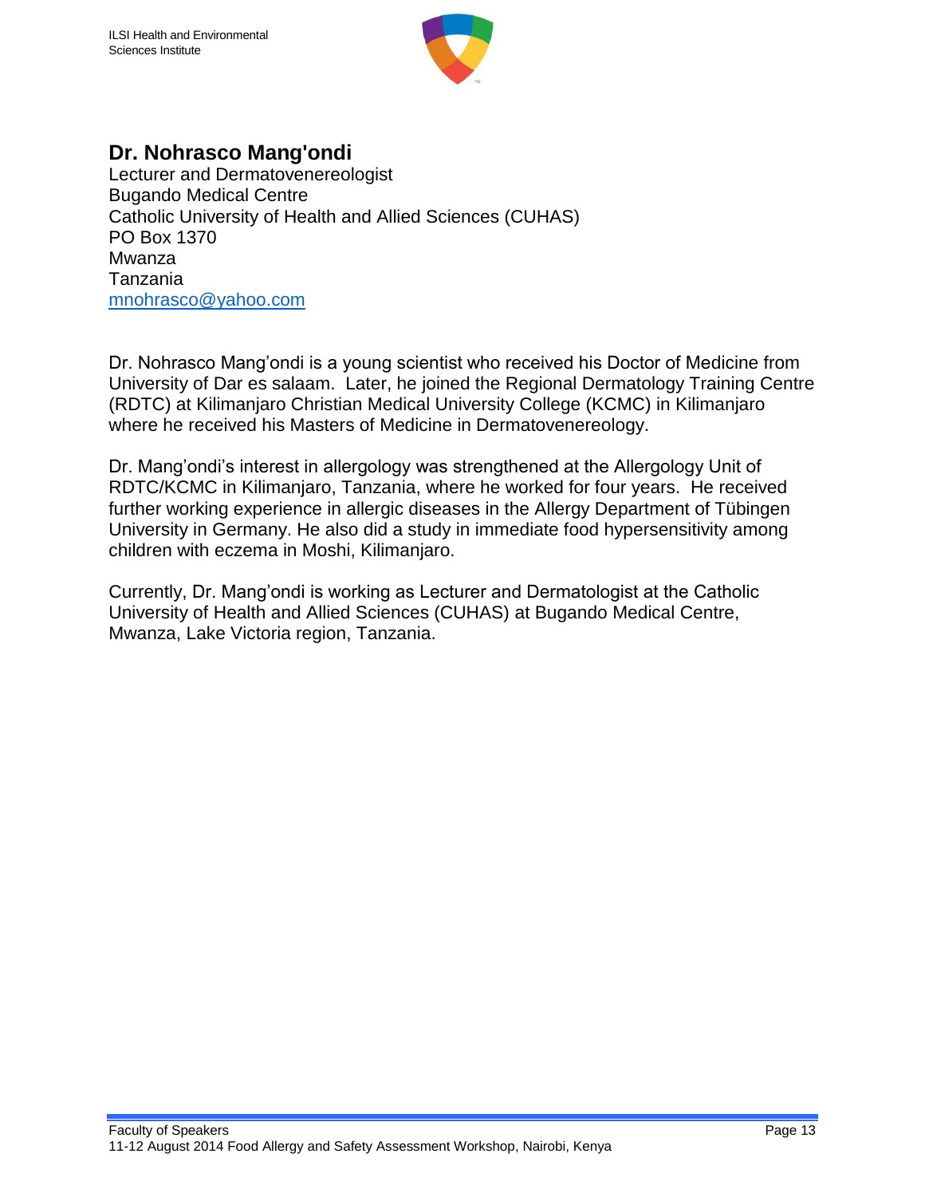## Dr. Nohrasco Mang'ondi

Lecturer and Dermatovenereologist
Bugando Medical Centre
Catholic University of Health and Allied Sciences (CUHAS)
PO Box 1370
Mwanza
Tanzania
mnohrasco@yahoo.com

Dr. Nohrasco Mang'ondi is a young scientist who received his Doctor of Medicine from University of Dar es salaam. Later, he joined the Regional Dermatology Training Centre (RDTC) at Kilimanjaro Christian Medical University College (KCMC) in Kilimanjaro where he received his Masters of Medicine in Dermatovenereology.

Dr. Mang'ondi's interest in allergology was strengthened at the Allergology Unit of RDTC/KCMC in Kilimanjaro, Tanzania, where he worked for four years. He received further working experience in allergic diseases in the Allergy Department of Tübingen University in Germany. He also did a study in immediate food hypersensitivity among children with eczema in Moshi, Kilimanjaro.

Currently, Dr. Mang'ondi is working as Lecturer and Dermatologist at the Catholic University of Health and Allied Sciences (CUHAS) at Bugando Medical Centre, Mwanza, Lake Victoria region, Tanzania.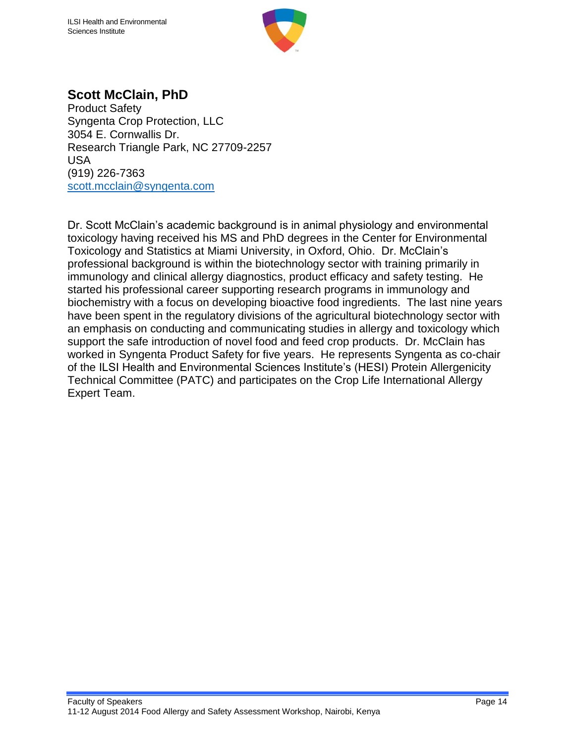## Scott McClain, PhD

Product Safety
Syngenta Crop Protection, LLC
3054 E. Cornwallis Dr.
Research Triangle Park, NC 27709-2257
USA
(919) 226-7363
scott.mcclain@syngenta.com

Dr. Scott McClain's academic background is in animal physiology and environmental toxicology having received his MS and PhD degrees in the Center for Environmental Toxicology and Statistics at Miami University, in Oxford, Ohio. Dr. McClain's professional background is within the biotechnology sector with training primarily in immunology and clinical allergy diagnostics, product efficacy and safety testing. He started his professional career supporting research programs in immunology and biochemistry with a focus on developing bioactive food ingredients. The last nine years have been spent in the regulatory divisions of the agricultural biotechnology sector with an emphasis on conducting and communicating studies in allergy and toxicology which support the safe introduction of novel food and feed crop products. Dr. McClain has worked in Syngenta Product Safety for five years. He represents Syngenta as co-chair of the ILSI Health and Environmental Sciences Institute's (HESI) Protein Allergenicity Technical Committee (PATC) and participates on the Crop Life International Allergy Expert Team.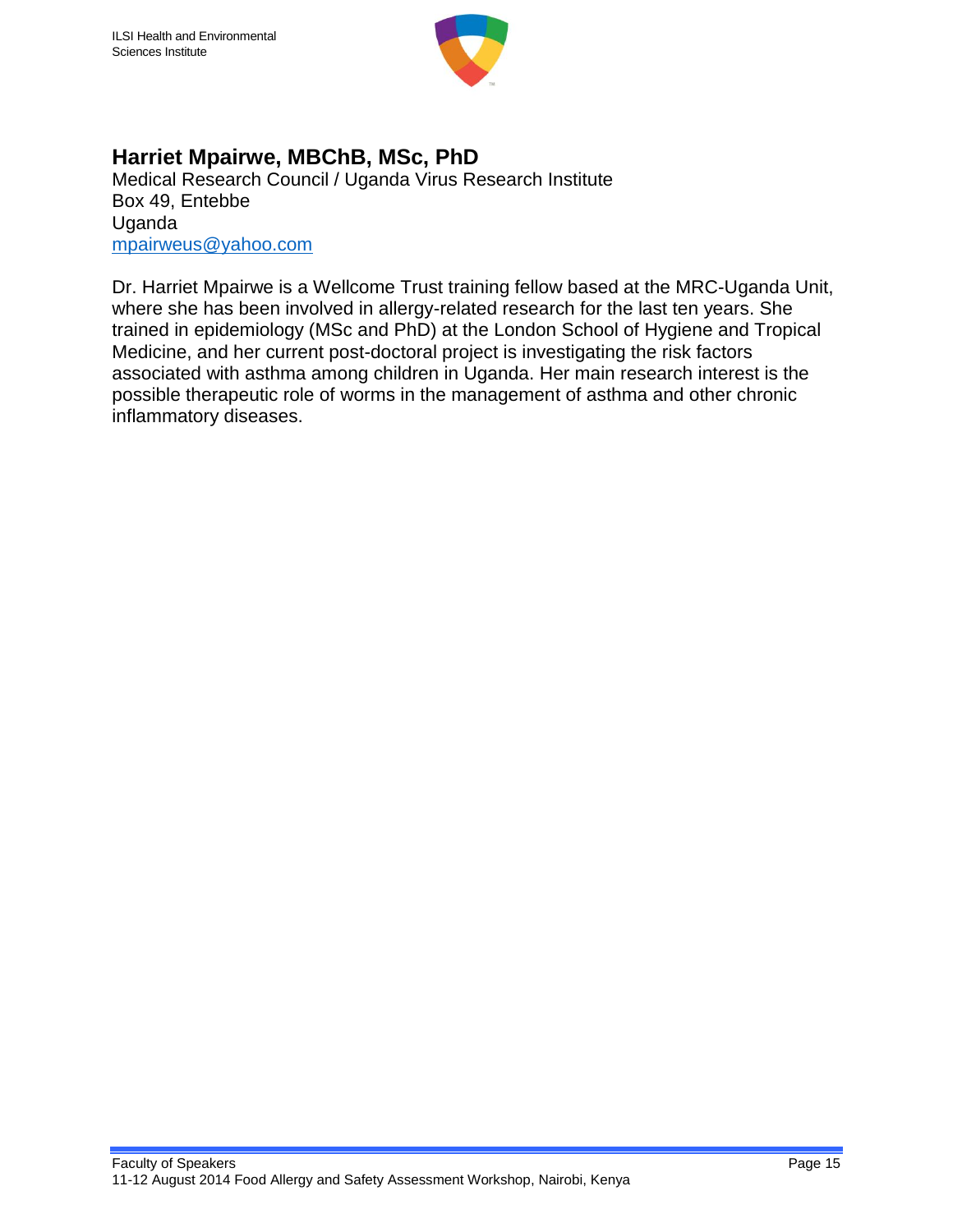## Harriet Mpairwe, MBChB, MSc, PhD

Medical Research Council / Uganda Virus Research Institute
Box 49, Entebbe
Uganda
mpairweus@yahoo.com

Dr. Harriet Mpairwe is a Wellcome Trust training fellow based at the MRC-Uganda Unit, where she has been involved in allergy-related research for the last ten years. She trained in epidemiology (MSc and PhD) at the London School of Hygiene and Tropical Medicine, and her current post-doctoral project is investigating the risk factors associated with asthma among children in Uganda. Her main research interest is the possible therapeutic role of worms in the management of asthma and other chronic inflammatory diseases.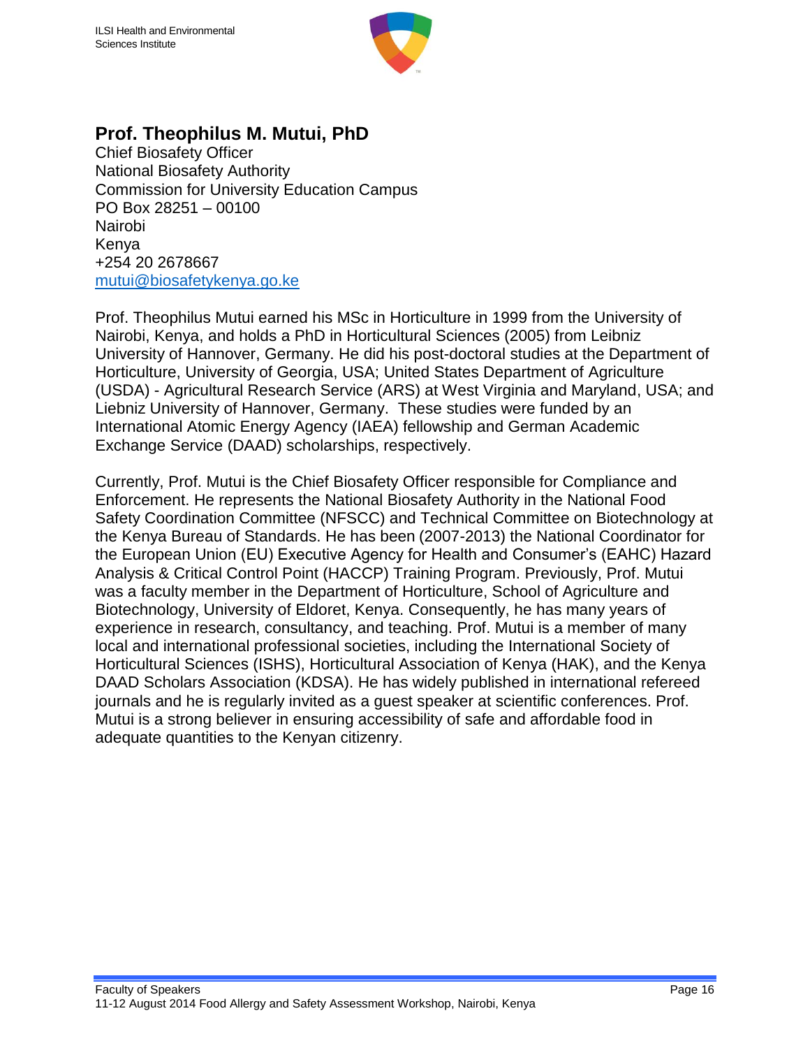## Prof. Theophilus M. Mutui, PhD

Chief Biosafety Officer
National Biosafety Authority
Commission for University Education Campus
PO Box 28251 – 00100
Nairobi
Kenya
+254 20 2678667
mutui@biosafetykenya.go.ke

Prof. Theophilus Mutui earned his MSc in Horticulture in 1999 from the University of Nairobi, Kenya, and holds a PhD in Horticultural Sciences (2005) from Leibniz University of Hannover, Germany. He did his post-doctoral studies at the Department of Horticulture, University of Georgia, USA; United States Department of Agriculture (USDA) - Agricultural Research Service (ARS) at West Virginia and Maryland, USA; and Liebniz University of Hannover, Germany. These studies were funded by an International Atomic Energy Agency (IAEA) fellowship and German Academic Exchange Service (DAAD) scholarships, respectively.

Currently, Prof. Mutui is the Chief Biosafety Officer responsible for Compliance and Enforcement. He represents the National Biosafety Authority in the National Food Safety Coordination Committee (NFSCC) and Technical Committee on Biotechnology at the Kenya Bureau of Standards. He has been (2007-2013) the National Coordinator for the European Union (EU) Executive Agency for Health and Consumer's (EAHC) Hazard Analysis & Critical Control Point (HACCP) Training Program. Previously, Prof. Mutui was a faculty member in the Department of Horticulture, School of Agriculture and Biotechnology, University of Eldoret, Kenya. Consequently, he has many years of experience in research, consultancy, and teaching. Prof. Mutui is a member of many local and international professional societies, including the International Society of Horticultural Sciences (ISHS), Horticultural Association of Kenya (HAK), and the Kenya DAAD Scholars Association (KDSA). He has widely published in international refereed journals and he is regularly invited as a guest speaker at scientific conferences. Prof. Mutui is a strong believer in ensuring accessibility of safe and affordable food in adequate quantities to the Kenyan citizenry.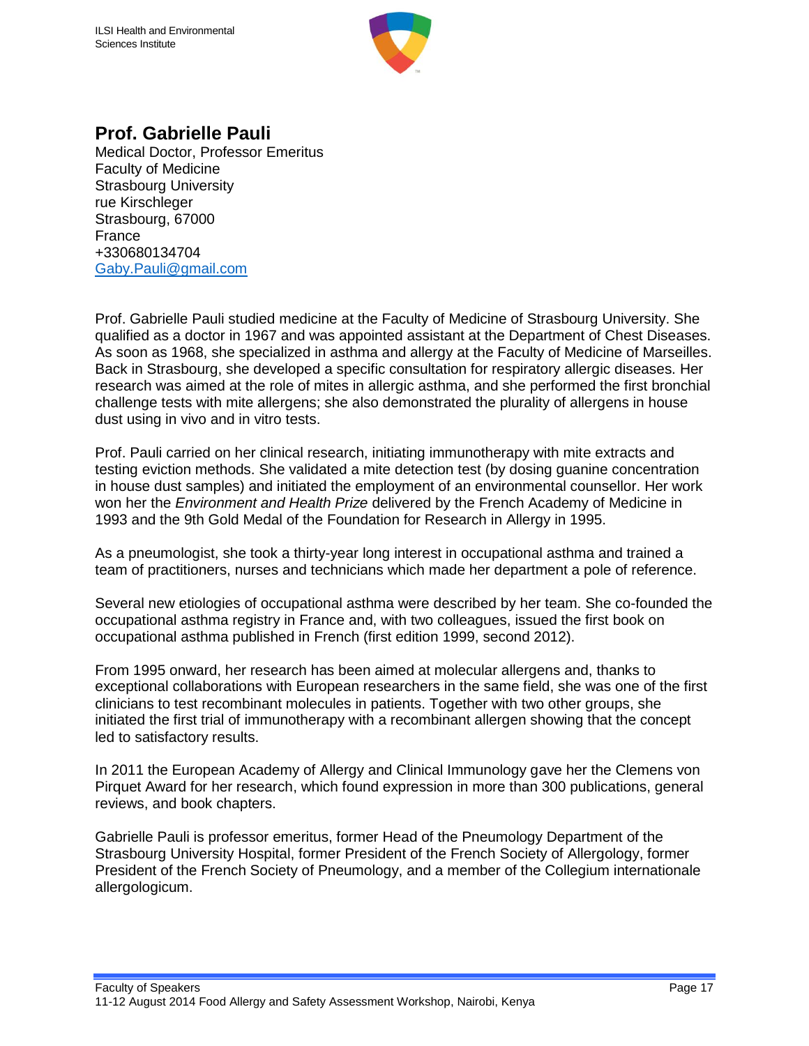## Prof. Gabrielle Pauli

Medical Doctor, Professor Emeritus
Faculty of Medicine
Strasbourg University
rue Kirschleger
Strasbourg, 67000
France
+330680134704
Gaby.Pauli@gmail.com

Prof. Gabrielle Pauli studied medicine at the Faculty of Medicine of Strasbourg University. She qualified as a doctor in 1967 and was appointed assistant at the Department of Chest Diseases. As soon as 1968, she specialized in asthma and allergy at the Faculty of Medicine of Marseilles. Back in Strasbourg, she developed a specific consultation for respiratory allergic diseases. Her research was aimed at the role of mites in allergic asthma, and she performed the first bronchial challenge tests with mite allergens; she also demonstrated the plurality of allergens in house dust using in vivo and in vitro tests.

Prof. Pauli carried on her clinical research, initiating immunotherapy with mite extracts and testing eviction methods. She validated a mite detection test (by dosing guanine concentration in house dust samples) and initiated the employment of an environmental counsellor. Her work won her the *Environment and Health Prize* delivered by the French Academy of Medicine in 1993 and the 9th Gold Medal of the Foundation for Research in Allergy in 1995.

As a pneumologist, she took a thirty-year long interest in occupational asthma and trained a team of practitioners, nurses and technicians which made her department a pole of reference.

Several new etiologies of occupational asthma were described by her team. She co-founded the occupational asthma registry in France and, with two colleagues, issued the first book on occupational asthma published in French (first edition 1999, second 2012).

From 1995 onward, her research has been aimed at molecular allergens and, thanks to exceptional collaborations with European researchers in the same field, she was one of the first clinicians to test recombinant molecules in patients. Together with two other groups, she initiated the first trial of immunotherapy with a recombinant allergen showing that the concept led to satisfactory results.

In 2011 the European Academy of Allergy and Clinical Immunology gave her the Clemens von Pirquet Award for her research, which found expression in more than 300 publications, general reviews, and book chapters.

Gabrielle Pauli is professor emeritus, former Head of the Pneumology Department of the Strasbourg University Hospital, former President of the French Society of Allergology, former President of the French Society of Pneumology, and a member of the Collegium internationale allergologicum.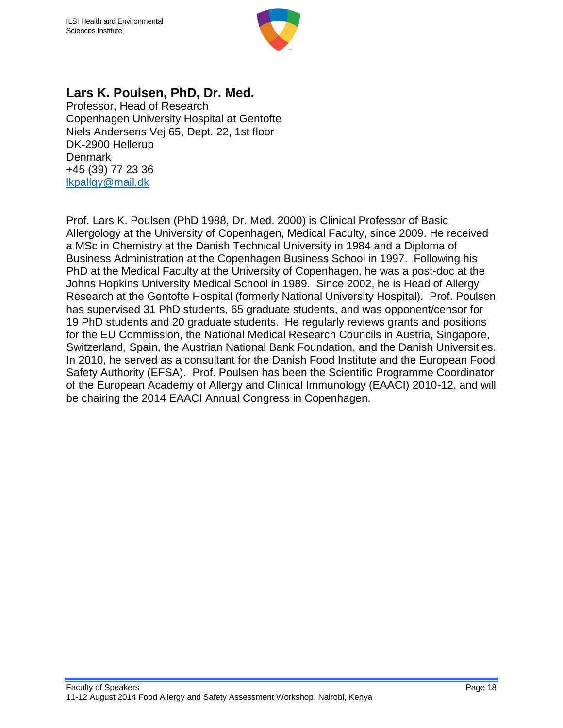## Lars K. Poulsen, PhD, Dr. Med.

Professor, Head of Research
Copenhagen University Hospital at Gentofte
Niels Andersens Vej 65, Dept. 22, 1st floor
DK-2900 Hellerup
Denmark
+45 (39) 77 23 36
lkpallgy@mail.dk

Prof. Lars K. Poulsen (PhD 1988, Dr. Med. 2000) is Clinical Professor of Basic Allergology at the University of Copenhagen, Medical Faculty, since 2009. He received a MSc in Chemistry at the Danish Technical University in 1984 and a Diploma of Business Administration at the Copenhagen Business School in 1997. Following his PhD at the Medical Faculty at the University of Copenhagen, he was a post-doc at the Johns Hopkins University Medical School in 1989. Since 2002, he is Head of Allergy Research at the Gentofte Hospital (formerly National University Hospital). Prof. Poulsen has supervised 31 PhD students, 65 graduate students, and was opponent/censor for 19 PhD students and 20 graduate students. He regularly reviews grants and positions for the EU Commission, the National Medical Research Councils in Austria, Singapore, Switzerland, Spain, the Austrian National Bank Foundation, and the Danish Universities. In 2010, he served as a consultant for the Danish Food Institute and the European Food Safety Authority (EFSA). Prof. Poulsen has been the Scientific Programme Coordinator of the European Academy of Allergy and Clinical Immunology (EAACI) 2010-12, and will be chairing the 2014 EAACI Annual Congress in Copenhagen.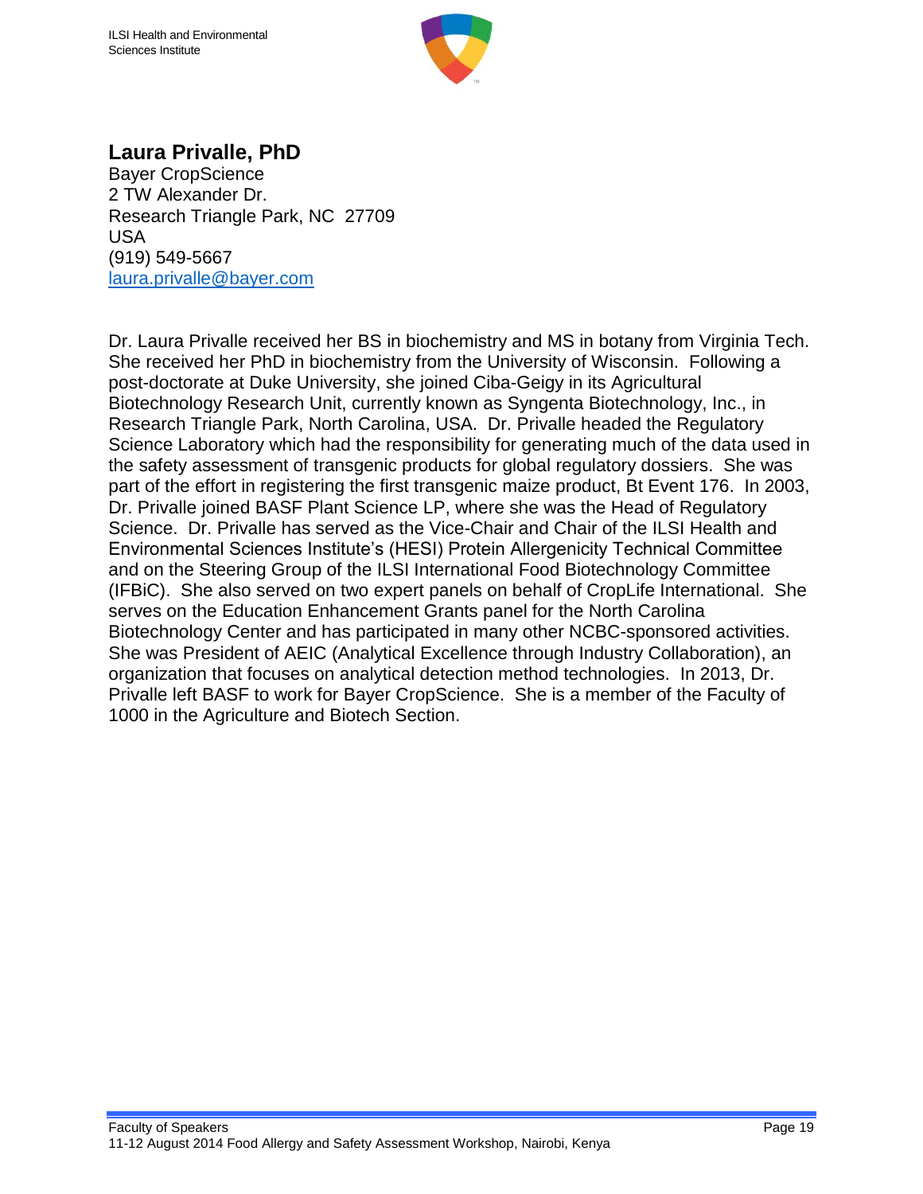## Laura Privalle, PhD

Bayer CropScience
2 TW Alexander Dr.
Research Triangle Park, NC 27709
USA
(919) 549-5667
laura.privalle@bayer.com

Dr. Laura Privalle received her BS in biochemistry and MS in botany from Virginia Tech. She received her PhD in biochemistry from the University of Wisconsin. Following a post-doctorate at Duke University, she joined Ciba-Geigy in its Agricultural Biotechnology Research Unit, currently known as Syngenta Biotechnology, Inc., in Research Triangle Park, North Carolina, USA. Dr. Privalle headed the Regulatory Science Laboratory which had the responsibility for generating much of the data used in the safety assessment of transgenic products for global regulatory dossiers. She was part of the effort in registering the first transgenic maize product, Bt Event 176. In 2003, Dr. Privalle joined BASF Plant Science LP, where she was the Head of Regulatory Science. Dr. Privalle has served as the Vice-Chair and Chair of the ILSI Health and Environmental Sciences Institute's (HESI) Protein Allergenicity Technical Committee and on the Steering Group of the ILSI International Food Biotechnology Committee (IFBiC). She also served on two expert panels on behalf of CropLife International. She serves on the Education Enhancement Grants panel for the North Carolina Biotechnology Center and has participated in many other NCBC-sponsored activities. She was President of AEIC (Analytical Excellence through Industry Collaboration), an organization that focuses on analytical detection method technologies. In 2013, Dr. Privalle left BASF to work for Bayer CropScience. She is a member of the Faculty of 1000 in the Agriculture and Biotech Section.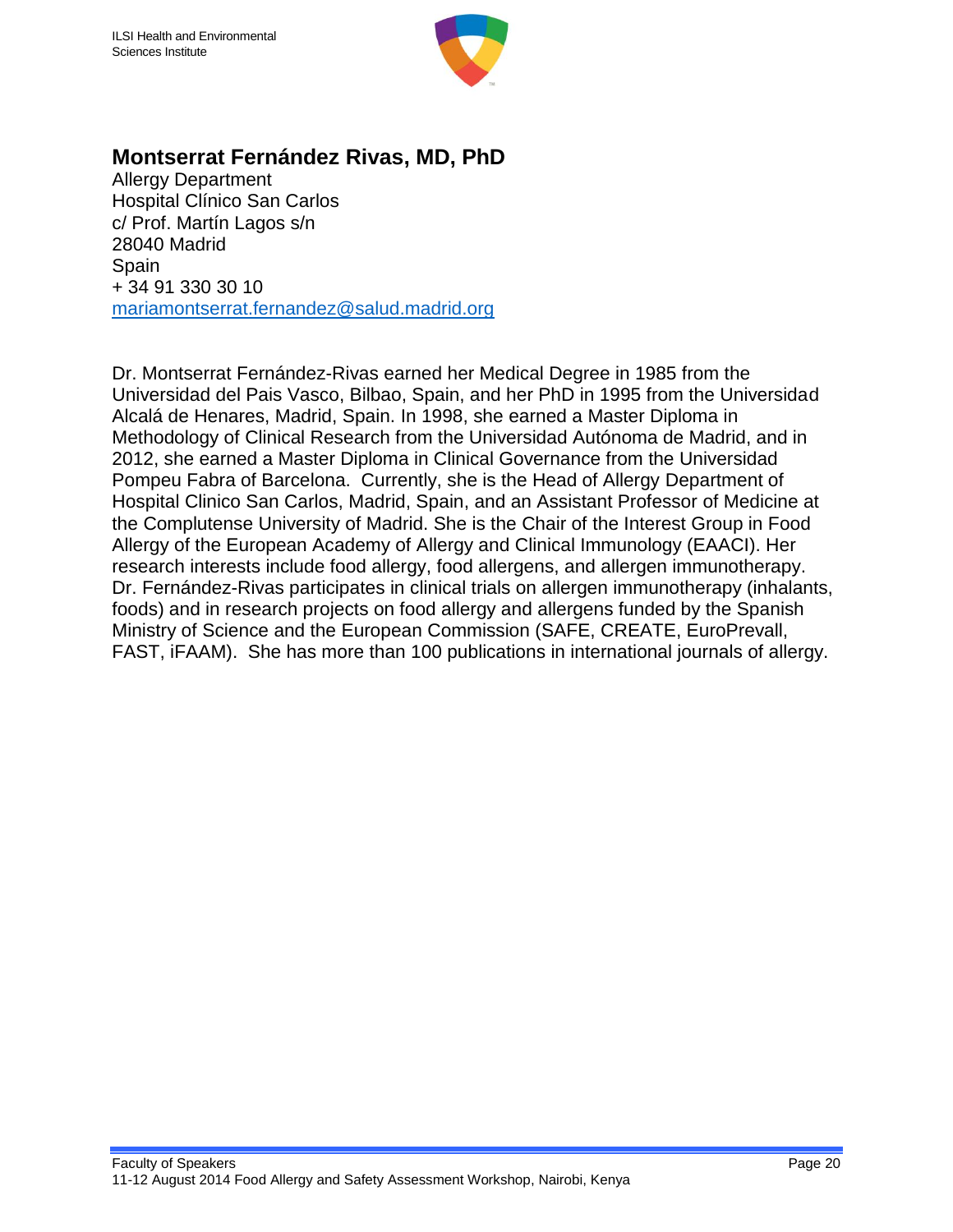## Montserrat Fernández Rivas, MD, PhD

Allergy Department
Hospital Clínico San Carlos
c/ Prof. Martín Lagos s/n
28040 Madrid
Spain
+ 34 91 330 30 10
mariamontserrat.fernandez@salud.madrid.org

Dr. Montserrat Fernández-Rivas earned her Medical Degree in 1985 from the Universidad del Pais Vasco, Bilbao, Spain, and her PhD in 1995 from the Universidad Alcalá de Henares, Madrid, Spain. In 1998, she earned a Master Diploma in Methodology of Clinical Research from the Universidad Autónoma de Madrid, and in 2012, she earned a Master Diploma in Clinical Governance from the Universidad Pompeu Fabra of Barcelona. Currently, she is the Head of Allergy Department of Hospital Clinico San Carlos, Madrid, Spain, and an Assistant Professor of Medicine at the Complutense University of Madrid. She is the Chair of the Interest Group in Food Allergy of the European Academy of Allergy and Clinical Immunology (EAACI). Her research interests include food allergy, food allergens, and allergen immunotherapy. Dr. Fernández-Rivas participates in clinical trials on allergen immunotherapy (inhalants, foods) and in research projects on food allergy and allergens funded by the Spanish Ministry of Science and the European Commission (SAFE, CREATE, EuroPrevall, FAST, iFAAM). She has more than 100 publications in international journals of allergy.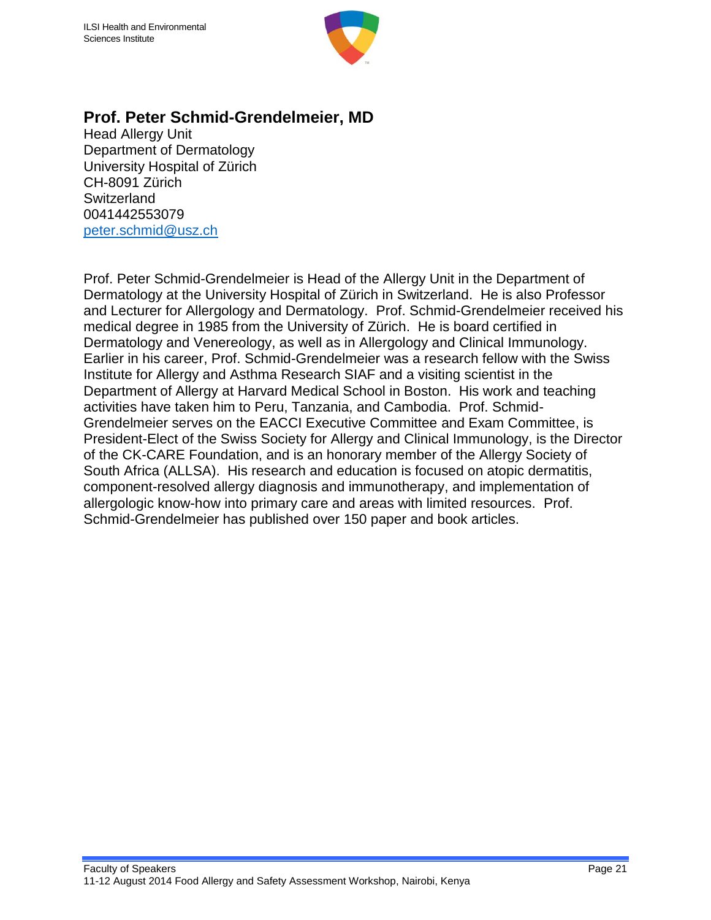## Prof. Peter Schmid-Grendelmeier, MD

Head Allergy Unit
Department of Dermatology
University Hospital of Zürich
CH-8091 Zürich
Switzerland
0041442553079
peter.schmid@usz.ch

Prof. Peter Schmid-Grendelmeier is Head of the Allergy Unit in the Department of Dermatology at the University Hospital of Zürich in Switzerland. He is also Professor and Lecturer for Allergology and Dermatology. Prof. Schmid-Grendelmeier received his medical degree in 1985 from the University of Zürich. He is board certified in Dermatology and Venereology, as well as in Allergology and Clinical Immunology. Earlier in his career, Prof. Schmid-Grendelmeier was a research fellow with the Swiss Institute for Allergy and Asthma Research SIAF and a visiting scientist in the Department of Allergy at Harvard Medical School in Boston. His work and teaching activities have taken him to Peru, Tanzania, and Cambodia. Prof. Schmid-Grendelmeier serves on the EACCI Executive Committee and Exam Committee, is President-Elect of the Swiss Society for Allergy and Clinical Immunology, is the Director of the CK-CARE Foundation, and is an honorary member of the Allergy Society of South Africa (ALLSA). His research and education is focused on atopic dermatitis, component-resolved allergy diagnosis and immunotherapy, and implementation of allergologic know-how into primary care and areas with limited resources. Prof. Schmid-Grendelmeier has published over 150 paper and book articles.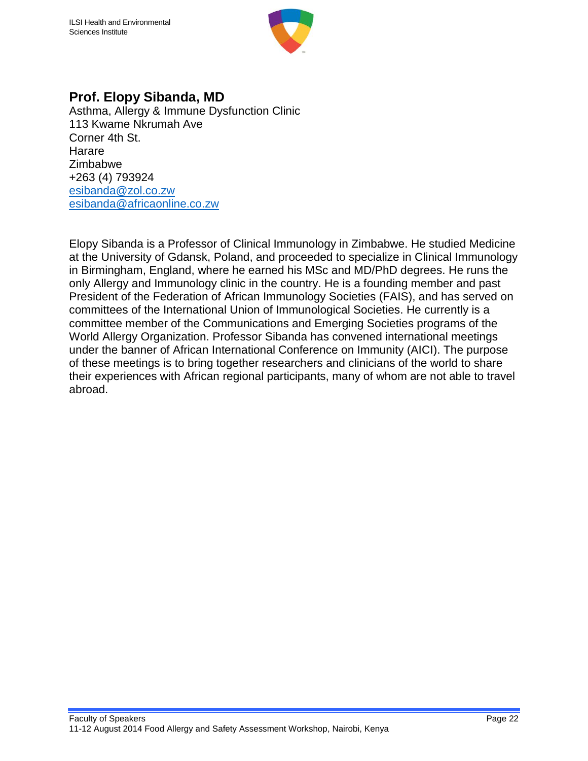## Prof. Elopy Sibanda, MD

Asthma, Allergy & Immune Dysfunction Clinic
113 Kwame Nkrumah Ave
Corner 4th St.
Harare
Zimbabwe
+263 (4) 793924
esibanda@zol.co.zw
esibanda@africaonline.co.zw

Elopy Sibanda is a Professor of Clinical Immunology in Zimbabwe. He studied Medicine at the University of Gdansk, Poland, and proceeded to specialize in Clinical Immunology in Birmingham, England, where he earned his MSc and MD/PhD degrees. He runs the only Allergy and Immunology clinic in the country. He is a founding member and past President of the Federation of African Immunology Societies (FAIS), and has served on committees of the International Union of Immunological Societies. He currently is a committee member of the Communications and Emerging Societies programs of the World Allergy Organization. Professor Sibanda has convened international meetings under the banner of African International Conference on Immunity (AICI). The purpose of these meetings is to bring together researchers and clinicians of the world to share their experiences with African regional participants, many of whom are not able to travel abroad.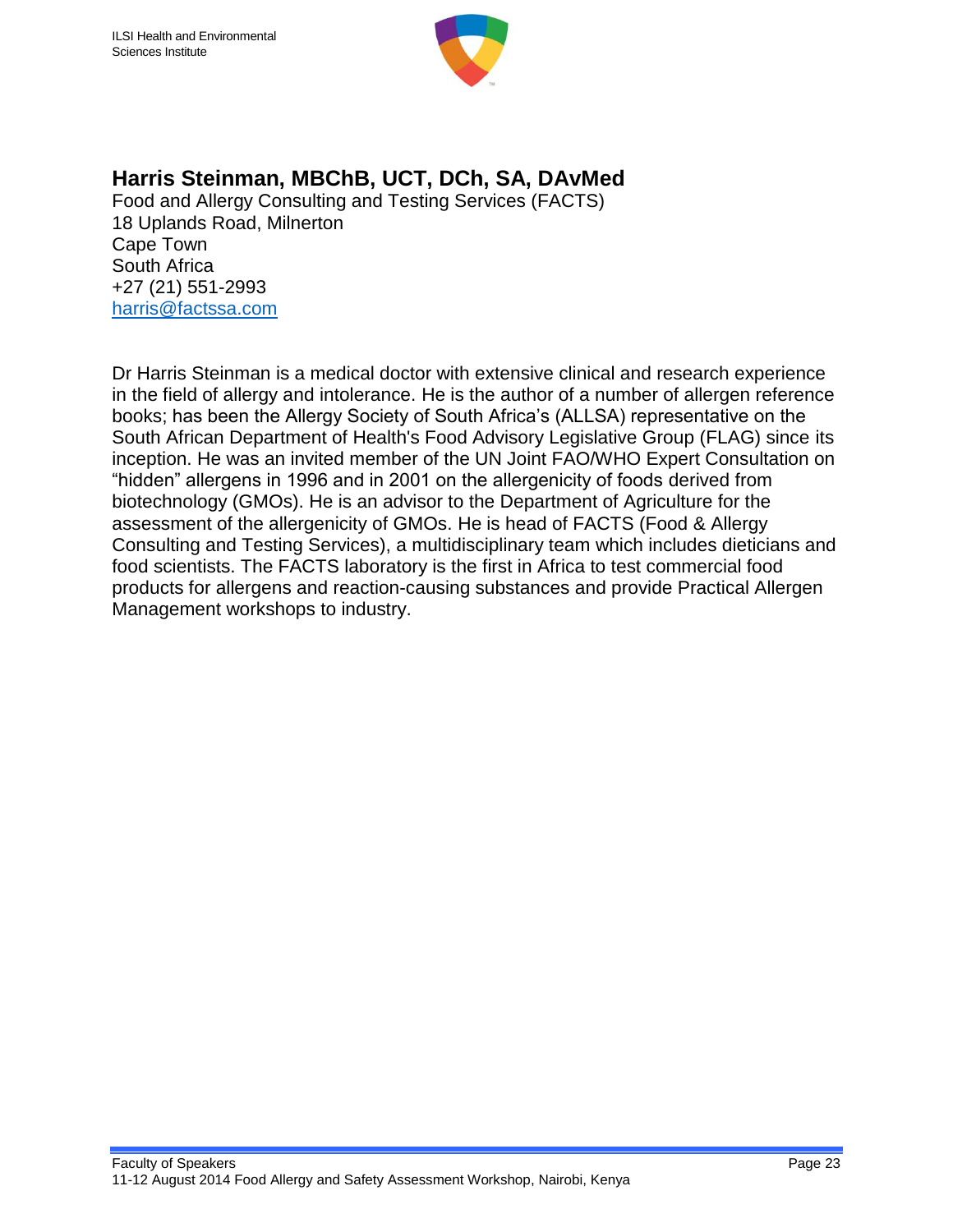## Harris Steinman, MBChB, UCT, DCh, SA, DAvMed

Food and Allergy Consulting and Testing Services (FACTS)
18 Uplands Road, Milnerton
Cape Town
South Africa
+27 (21) 551-2993
harris@factssa.com

Dr Harris Steinman is a medical doctor with extensive clinical and research experience in the field of allergy and intolerance. He is the author of a number of allergen reference books; has been the Allergy Society of South Africa's (ALLSA) representative on the South African Department of Health's Food Advisory Legislative Group (FLAG) since its inception. He was an invited member of the UN Joint FAO/WHO Expert Consultation on "hidden" allergens in 1996 and in 2001 on the allergenicity of foods derived from biotechnology (GMOs). He is an advisor to the Department of Agriculture for the assessment of the allergenicity of GMOs. He is head of FACTS (Food & Allergy Consulting and Testing Services), a multidisciplinary team which includes dieticians and food scientists. The FACTS laboratory is the first in Africa to test commercial food products for allergens and reaction-causing substances and provide Practical Allergen Management workshops to industry.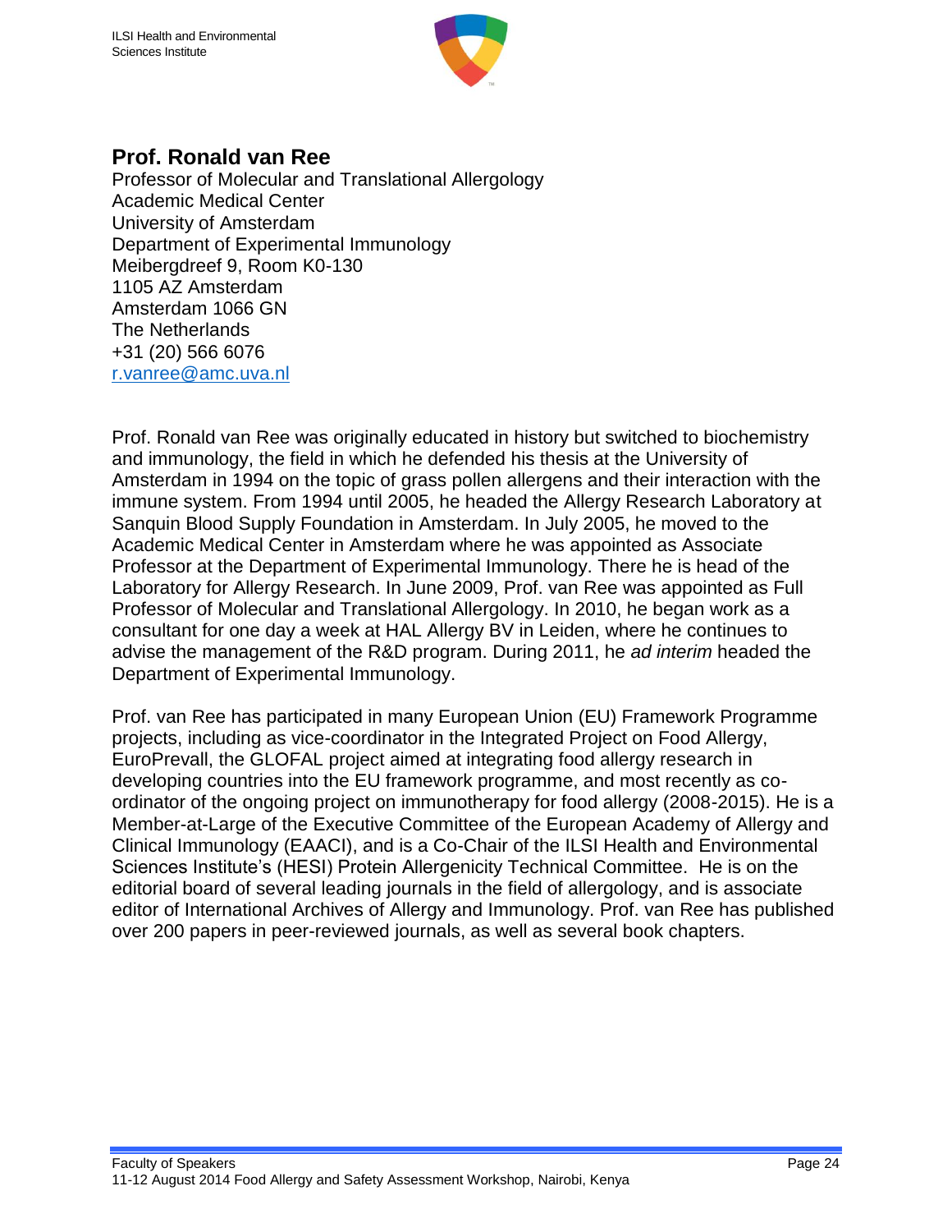## Prof. Ronald van Ree

Professor of Molecular and Translational Allergology
Academic Medical Center
University of Amsterdam
Department of Experimental Immunology
Meibergdreef 9, Room K0-130
1105 AZ Amsterdam
Amsterdam 1066 GN
The Netherlands
+31 (20) 566 6076
r.vanree@amc.uva.nl

Prof. Ronald van Ree was originally educated in history but switched to biochemistry and immunology, the field in which he defended his thesis at the University of Amsterdam in 1994 on the topic of grass pollen allergens and their interaction with the immune system. From 1994 until 2005, he headed the Allergy Research Laboratory at Sanquin Blood Supply Foundation in Amsterdam. In July 2005, he moved to the Academic Medical Center in Amsterdam where he was appointed as Associate Professor at the Department of Experimental Immunology. There he is head of the Laboratory for Allergy Research. In June 2009, Prof. van Ree was appointed as Full Professor of Molecular and Translational Allergology. In 2010, he began work as a consultant for one day a week at HAL Allergy BV in Leiden, where he continues to advise the management of the R&D program. During 2011, he *ad interim* headed the Department of Experimental Immunology.

Prof. van Ree has participated in many European Union (EU) Framework Programme projects, including as vice-coordinator in the Integrated Project on Food Allergy, EuroPrevall, the GLOFAL project aimed at integrating food allergy research in developing countries into the EU framework programme, and most recently as co-ordinator of the ongoing project on immunotherapy for food allergy (2008-2015). He is a Member-at-Large of the Executive Committee of the European Academy of Allergy and Clinical Immunology (EAACI), and is a Co-Chair of the ILSI Health and Environmental Sciences Institute's (HESI) Protein Allergenicity Technical Committee. He is on the editorial board of several leading journals in the field of allergology, and is associate editor of International Archives of Allergy and Immunology. Prof. van Ree has published over 200 papers in peer-reviewed journals, as well as several book chapters.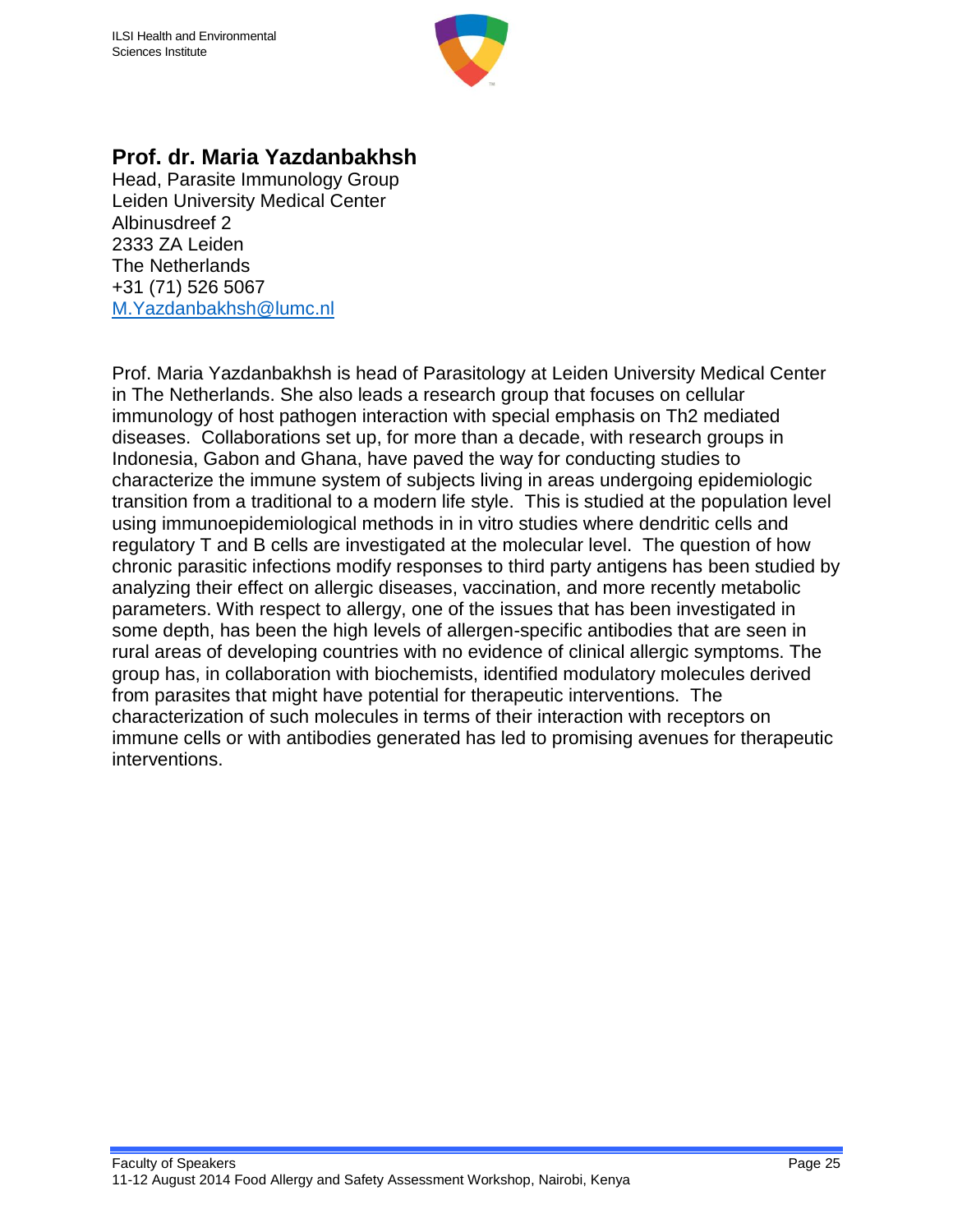## Prof. dr. Maria Yazdanbakhsh

Head, Parasite Immunology Group
Leiden University Medical Center
Albinusdreef 2
2333 ZA Leiden
The Netherlands
+31 (71) 526 5067
M.Yazdanbakhsh@lumc.nl

Prof. Maria Yazdanbakhsh is head of Parasitology at Leiden University Medical Center in The Netherlands. She also leads a research group that focuses on cellular immunology of host pathogen interaction with special emphasis on Th2 mediated diseases. Collaborations set up, for more than a decade, with research groups in Indonesia, Gabon and Ghana, have paved the way for conducting studies to characterize the immune system of subjects living in areas undergoing epidemiologic transition from a traditional to a modern life style. This is studied at the population level using immunoepidemiological methods in in vitro studies where dendritic cells and regulatory T and B cells are investigated at the molecular level. The question of how chronic parasitic infections modify responses to third party antigens has been studied by analyzing their effect on allergic diseases, vaccination, and more recently metabolic parameters. With respect to allergy, one of the issues that has been investigated in some depth, has been the high levels of allergen-specific antibodies that are seen in rural areas of developing countries with no evidence of clinical allergic symptoms. The group has, in collaboration with biochemists, identified modulatory molecules derived from parasites that might have potential for therapeutic interventions. The characterization of such molecules in terms of their interaction with receptors on immune cells or with antibodies generated has led to promising avenues for therapeutic interventions.